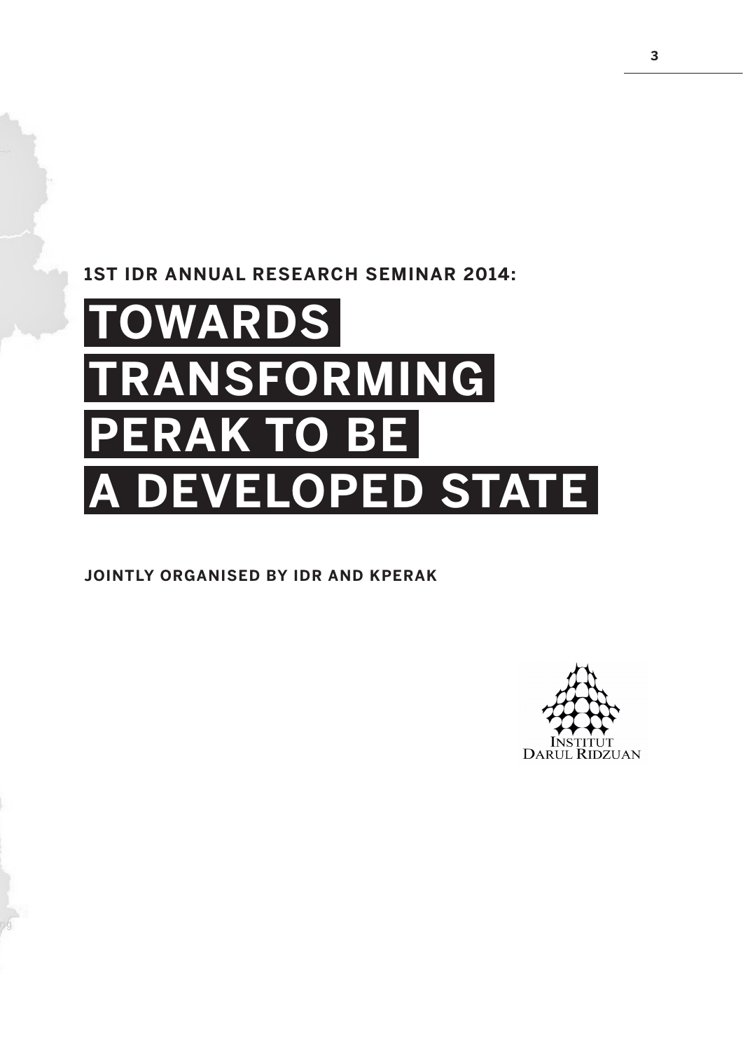**1ST IDR ANNUAL RESEARCH SEMINAR 2014:**

# TOWARDS TRANSFORMING PERAK TO BE A DEVELOPED STATE

**JOINTLY ORGANISED BY IDR AND KPERAK**

INSTITUT DARUL RIDZUAN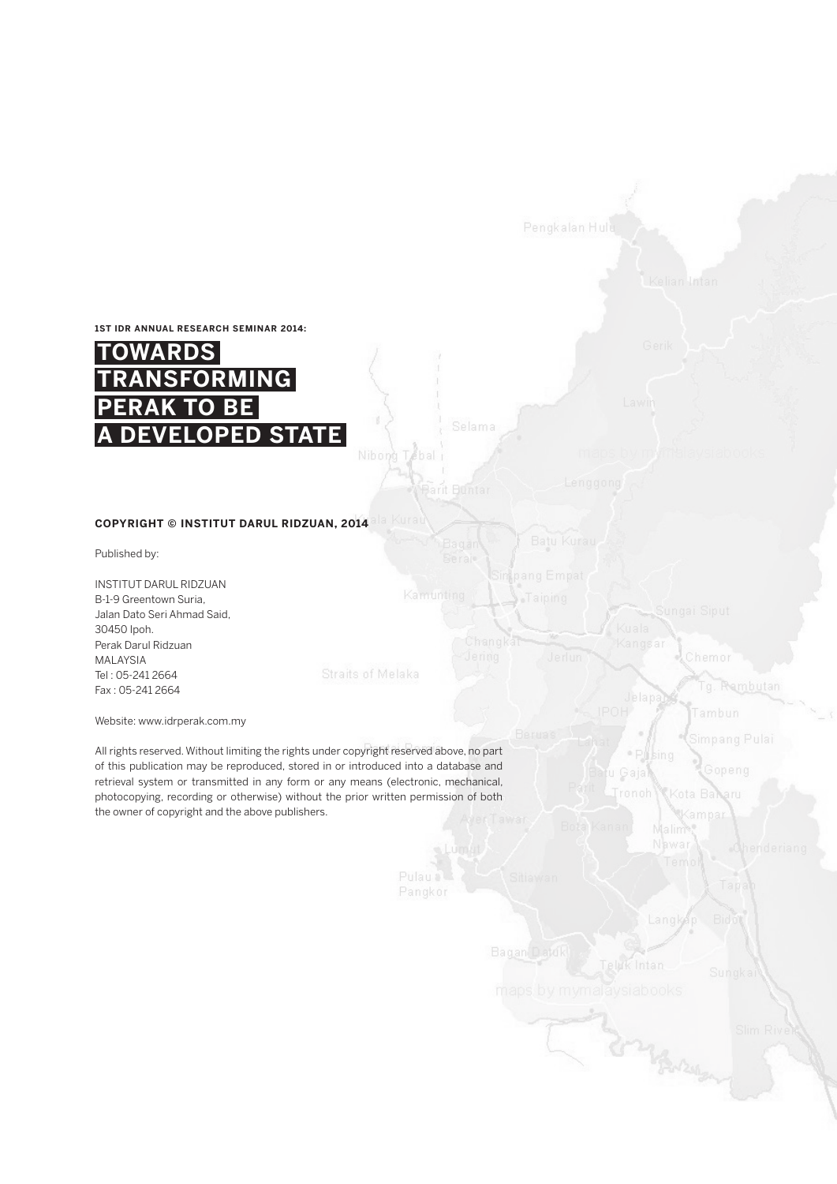**1ST IDR ANNUAL RESEARCH SEMINAR 2014:**

# TOWARDS TRANSFORMING PERAK TO BE A DEVELOPED STATE

**COPYRIGHT © INSTITUT DARUL RIDZUAN, 2014**

Published by:

INSTITUT DARUL RIDZUAN
B-1-9 Greentown Suria,
Jalan Dato Seri Ahmad Said,
30450 Ipoh.
Perak Darul Ridzuan
MALAYSIA
Tel : 05-241 2664
Fax : 05-241 2664

Website: www.idrperak.com.my

All rights reserved. Without limiting the rights under copyright reserved above, no part of this publication may be reproduced, stored in or introduced into a database and retrieval system or transmitted in any form or any means (electronic, mechanical, photocopying, recording or otherwise) without the prior written permission of both the owner of copyright and the above publishers.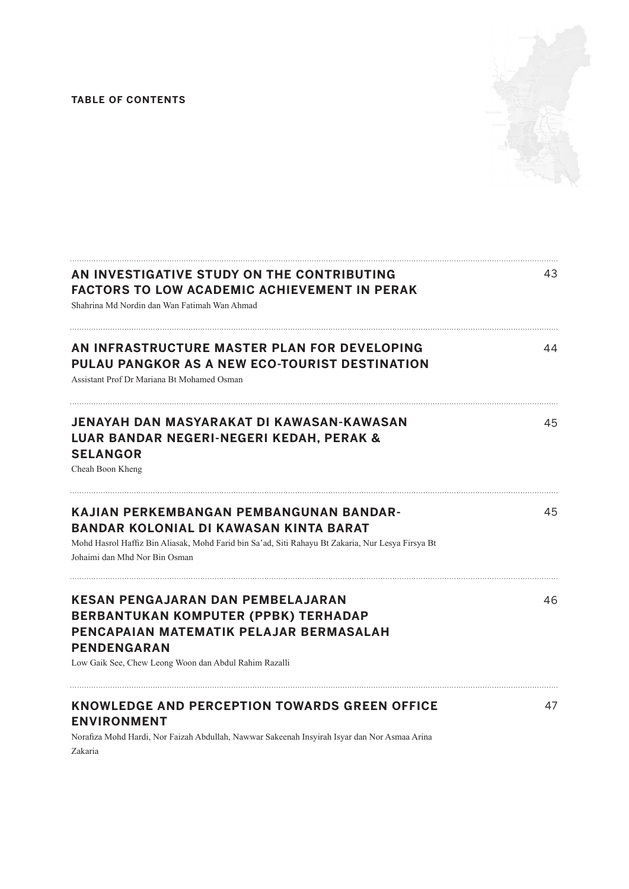**TABLE OF CONTENTS**

| | |
|---|---|
| **AN INVESTIGATIVE STUDY ON THE CONTRIBUTING FACTORS TO LOW ACADEMIC ACHIEVEMENT IN PERAK**<br>Shahrina Md Nordin dan Wan Fatimah Wan Ahmad | 43 |
| **AN INFRASTRUCTURE MASTER PLAN FOR DEVELOPING PULAU PANGKOR AS A NEW ECO-TOURIST DESTINATION**<br>Assistant Prof Dr Mariana Bt Mohamed Osman | 44 |
| **JENAYAH DAN MASYARAKAT DI KAWASAN-KAWASAN LUAR BANDAR NEGERI-NEGERI KEDAH, PERAK & SELANGOR**<br>Cheah Boon Kheng | 45 |
| **KAJIAN PERKEMBANGAN PEMBANGUNAN BANDAR-BANDAR KOLONIAL DI KAWASAN KINTA BARAT**<br>Mohd Hasrol Haffiz Bin Aliasak, Mohd Farid bin Sa'ad, Siti Rahayu Bt Zakaria, Nur Lesya Firsya Bt Johaimi dan Mhd Nor Bin Osman | 45 |
| **KESAN PENGAJARAN DAN PEMBELAJARAN BERBANTUKAN KOMPUTER (PPBK) TERHADAP PENCAPAIAN MATEMATIK PELAJAR BERMASALAH PENDENGARAN**<br>Low Gaik See, Chew Leong Woon dan Abdul Rahim Razalli | 46 |
| **KNOWLEDGE AND PERCEPTION TOWARDS GREEN OFFICE ENVIRONMENT**<br>Norafiza Mohd Hardi, Nor Faizah Abdullah, Nawwar Sakeenah Insyirah Isyar dan Nor Asmaa Arina Zakaria | 47 |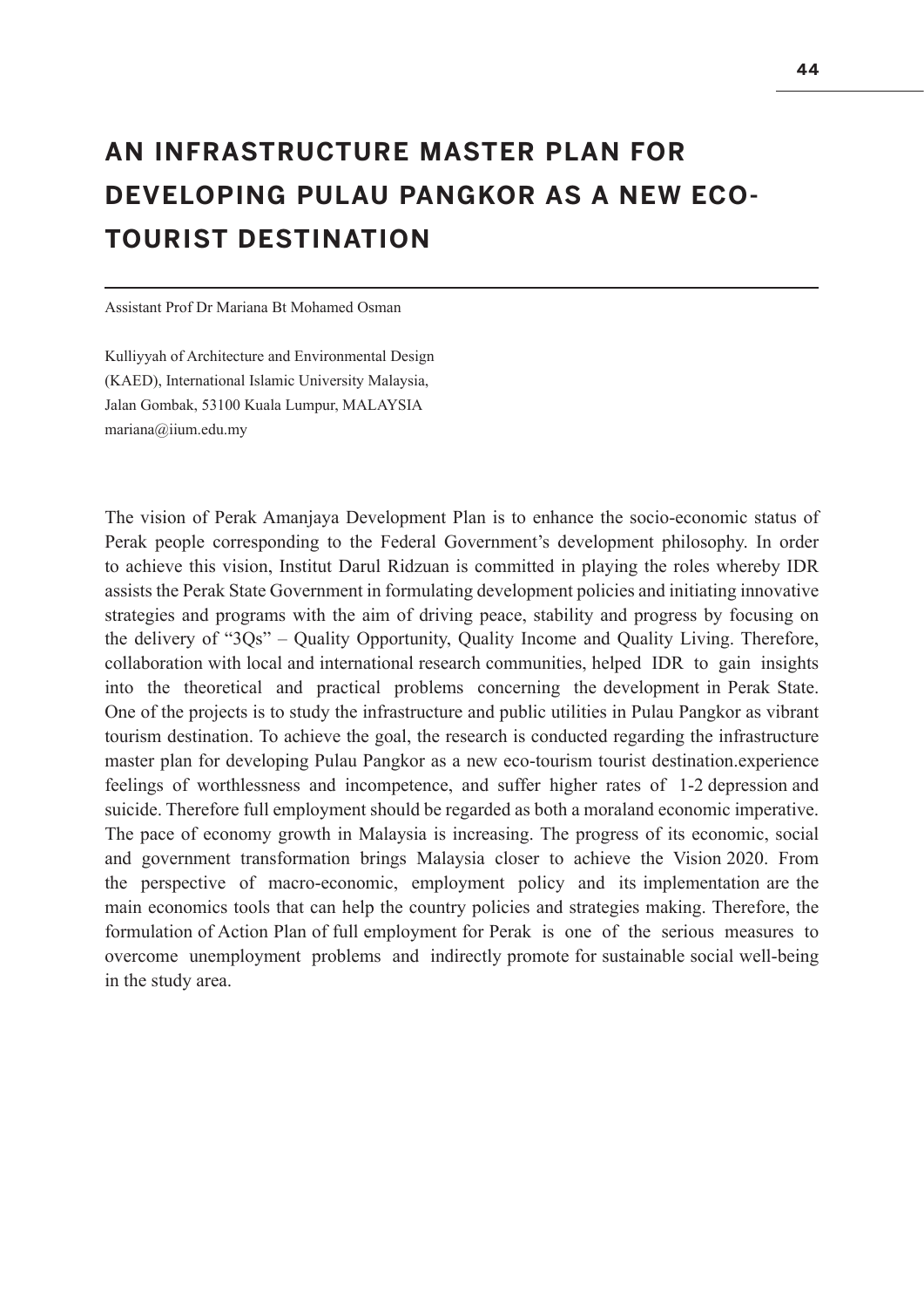# AN INFRASTRUCTURE MASTER PLAN FOR DEVELOPING PULAU PANGKOR AS A NEW ECO-TOURIST DESTINATION

Assistant Prof Dr Mariana Bt Mohamed Osman

Kulliyyah of Architecture and Environmental Design (KAED), International Islamic University Malaysia, Jalan Gombak, 53100 Kuala Lumpur, MALAYSIA
mariana@iium.edu.my

The vision of Perak Amanjaya Development Plan is to enhance the socio-economic status of Perak people corresponding to the Federal Government's development philosophy. In order to achieve this vision, Institut Darul Ridzuan is committed in playing the roles whereby IDR assists the Perak State Government in formulating development policies and initiating innovative strategies and programs with the aim of driving peace, stability and progress by focusing on the delivery of "3Qs" – Quality Opportunity, Quality Income and Quality Living. Therefore, collaboration with local and international research communities, helped IDR to gain insights into the theoretical and practical problems concerning the development in Perak State. One of the projects is to study the infrastructure and public utilities in Pulau Pangkor as vibrant tourism destination. To achieve the goal, the research is conducted regarding the infrastructure master plan for developing Pulau Pangkor as a new eco-tourism tourist destination.experience feelings of worthlessness and incompetence, and suffer higher rates of 1-2 depression and suicide. Therefore full employment should be regarded as both a moraland economic imperative. The pace of economy growth in Malaysia is increasing. The progress of its economic, social and government transformation brings Malaysia closer to achieve the Vision 2020. From the perspective of macro-economic, employment policy and its implementation are the main economics tools that can help the country policies and strategies making. Therefore, the formulation of Action Plan of full employment for Perak is one of the serious measures to overcome unemployment problems and indirectly promote for sustainable social well-being in the study area.